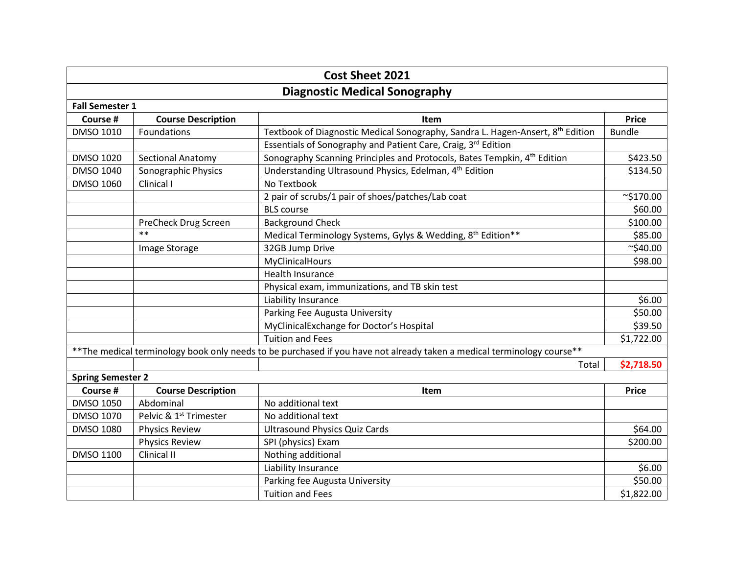# Cost Sheet 2021

## Diagnostic Medical Sonography

| Course # | Course Description | Item | Price |
|---|---|---|---|
| **Fall Semester 1** | | | |
| DMSO 1010 | Foundations | Textbook of Diagnostic Medical Sonography, Sandra L. Hagen-Ansert, 8th Edition | Bundle |
| | | Essentials of Sonography and Patient Care, Craig, 3rd Edition | |
| DMSO 1020 | Sectional Anatomy | Sonography Scanning Principles and Protocols, Bates Tempkin, 4th Edition | $423.50 |
| DMSO 1040 | Sonographic Physics | Understanding Ultrasound Physics, Edelman, 4th Edition | $134.50 |
| DMSO 1060 | Clinical I | No Textbook | |
| | | 2 pair of scrubs/1 pair of shoes/patches/Lab coat | ~$170.00 |
| | | BLS course | $60.00 |
| | PreCheck Drug Screen | Background Check | $100.00 |
| | ** | Medical Terminology Systems, Gylys & Wedding, 8th Edition** | $85.00 |
| | Image Storage | 32GB Jump Drive | ~$40.00 |
| | | MyClinicalHours | $98.00 |
| | | Health Insurance | |
| | | Physical exam, immunizations, and TB skin test | |
| | | Liability Insurance | $6.00 |
| | | Parking Fee Augusta University | $50.00 |
| | | MyClinicalExchange for Doctor's Hospital | $39.50 |
| | | Tuition and Fees | $1,722.00 |
| **The medical terminology book only needs to be purchased if you have not already taken a medical terminology course** | | | |
| | | Total | **$2,718.50** |
| **Spring Semester 2** | | | |
| DMSO 1050 | Abdominal | No additional text | |
| DMSO 1070 | Pelvic & 1st Trimester | No additional text | |
| DMSO 1080 | Physics Review | Ultrasound Physics Quiz Cards | $64.00 |
| | Physics Review | SPI (physics) Exam | $200.00 |
| DMSO 1100 | Clinical II | Nothing additional | |
| | | Liability Insurance | $6.00 |
| | | Parking fee Augusta University | $50.00 |
| | | Tuition and Fees | $1,822.00 |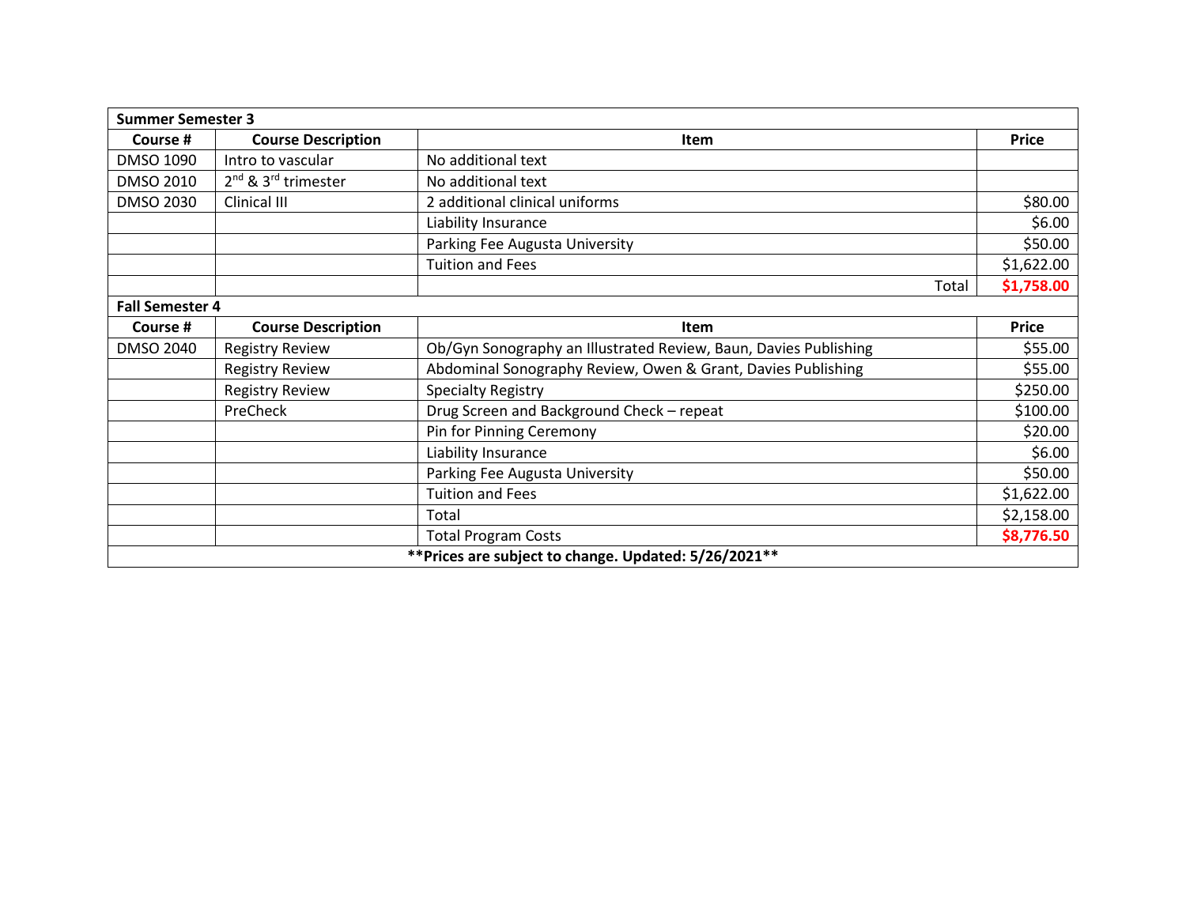| Summer Semester 3 | | | |
|---|---|---|---|
| **Course #** | **Course Description** | **Item** | **Price** |
| DMSO 1090 | Intro to vascular | No additional text | |
| DMSO 2010 | 2nd & 3rd trimester | No additional text | |
| DMSO 2030 | Clinical III | 2 additional clinical uniforms | $80.00 |
| | | Liability Insurance | $6.00 |
| | | Parking Fee Augusta University | $50.00 |
| | | Tuition and Fees | $1,622.00 |
| | | Total | **$1,758.00** |
| **Fall Semester 4** | | | |
| **Course #** | **Course Description** | **Item** | **Price** |
| DMSO 2040 | Registry Review | Ob/Gyn Sonography an Illustrated Review, Baun, Davies Publishing | $55.00 |
| | Registry Review | Abdominal Sonography Review, Owen & Grant, Davies Publishing | $55.00 |
| | Registry Review | Specialty Registry | $250.00 |
| | PreCheck | Drug Screen and Background Check – repeat | $100.00 |
| | | Pin for Pinning Ceremony | $20.00 |
| | | Liability Insurance | $6.00 |
| | | Parking Fee Augusta University | $50.00 |
| | | Tuition and Fees | $1,622.00 |
| | | Total | $2,158.00 |
| | | Total Program Costs | **$8,776.50** |

**Prices are subject to change. Updated: 5/26/2021**